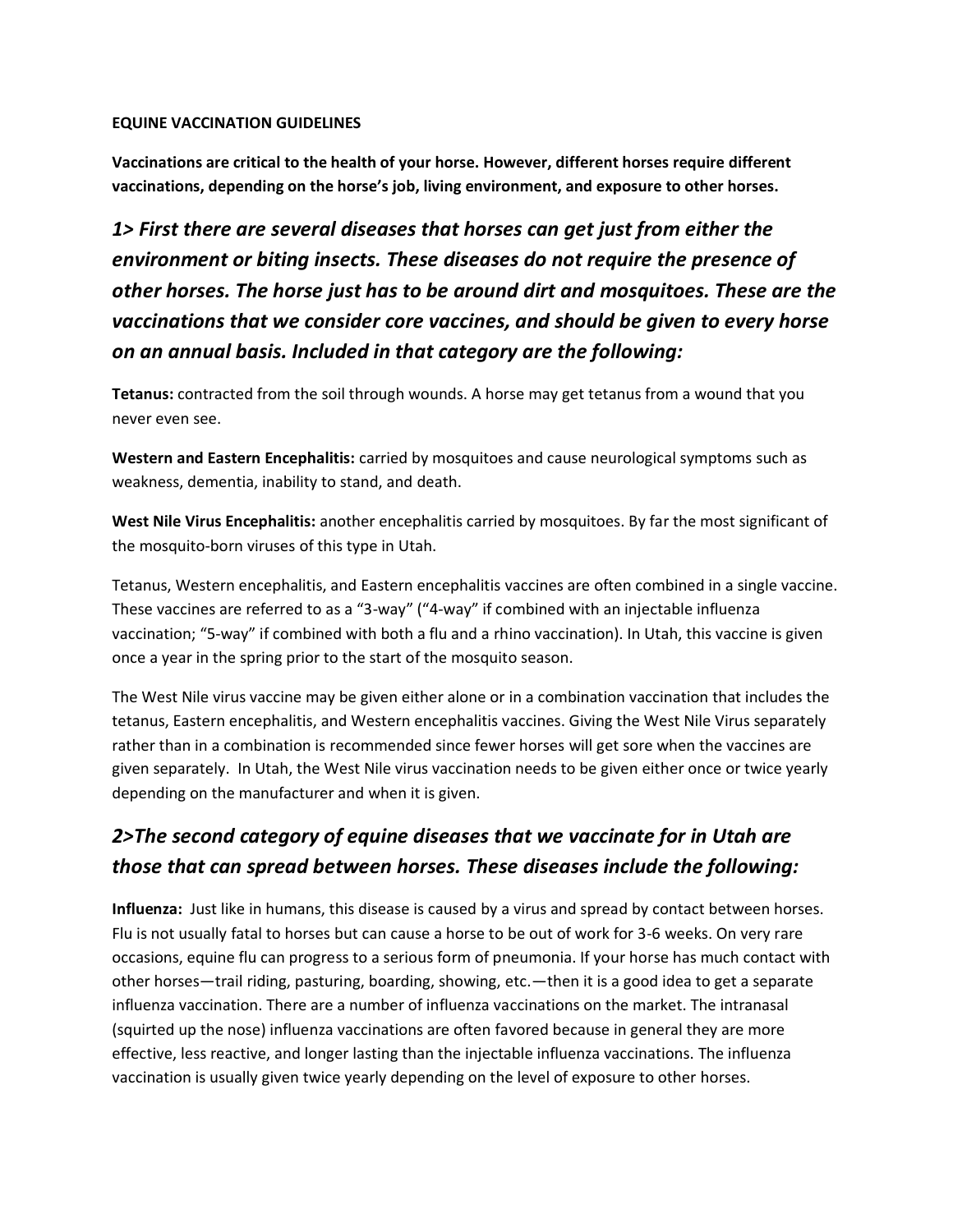**EQUINE VACCINATION GUIDELINES**

**Vaccinations are critical to the health of your horse. However, different horses require different vaccinations, depending on the horse's job, living environment, and exposure to other horses.**

## *1> First there are several diseases that horses can get just from either the environment or biting insects. These diseases do not require the presence of other horses. The horse just has to be around dirt and mosquitoes. These are the vaccinations that we consider core vaccines, and should be given to every horse on an annual basis. Included in that category are the following:*

**Tetanus:** contracted from the soil through wounds. A horse may get tetanus from a wound that you never even see.

**Western and Eastern Encephalitis:** carried by mosquitoes and cause neurological symptoms such as weakness, dementia, inability to stand, and death.

**West Nile Virus Encephalitis:** another encephalitis carried by mosquitoes. By far the most significant of the mosquito-born viruses of this type in Utah.

Tetanus, Western encephalitis, and Eastern encephalitis vaccines are often combined in a single vaccine. These vaccines are referred to as a "3-way" ("4-way" if combined with an injectable influenza vaccination; "5-way" if combined with both a flu and a rhino vaccination). In Utah, this vaccine is given once a year in the spring prior to the start of the mosquito season.

The West Nile virus vaccine may be given either alone or in a combination vaccination that includes the tetanus, Eastern encephalitis, and Western encephalitis vaccines. Giving the West Nile Virus separately rather than in a combination is recommended since fewer horses will get sore when the vaccines are given separately. In Utah, the West Nile virus vaccination needs to be given either once or twice yearly depending on the manufacturer and when it is given.

## *2>The second category of equine diseases that we vaccinate for in Utah are those that can spread between horses. These diseases include the following:*

**Influenza:** Just like in humans, this disease is caused by a virus and spread by contact between horses. Flu is not usually fatal to horses but can cause a horse to be out of work for 3-6 weeks. On very rare occasions, equine flu can progress to a serious form of pneumonia. If your horse has much contact with other horses—trail riding, pasturing, boarding, showing, etc.—then it is a good idea to get a separate influenza vaccination. There are a number of influenza vaccinations on the market. The intranasal (squirted up the nose) influenza vaccinations are often favored because in general they are more effective, less reactive, and longer lasting than the injectable influenza vaccinations. The influenza vaccination is usually given twice yearly depending on the level of exposure to other horses.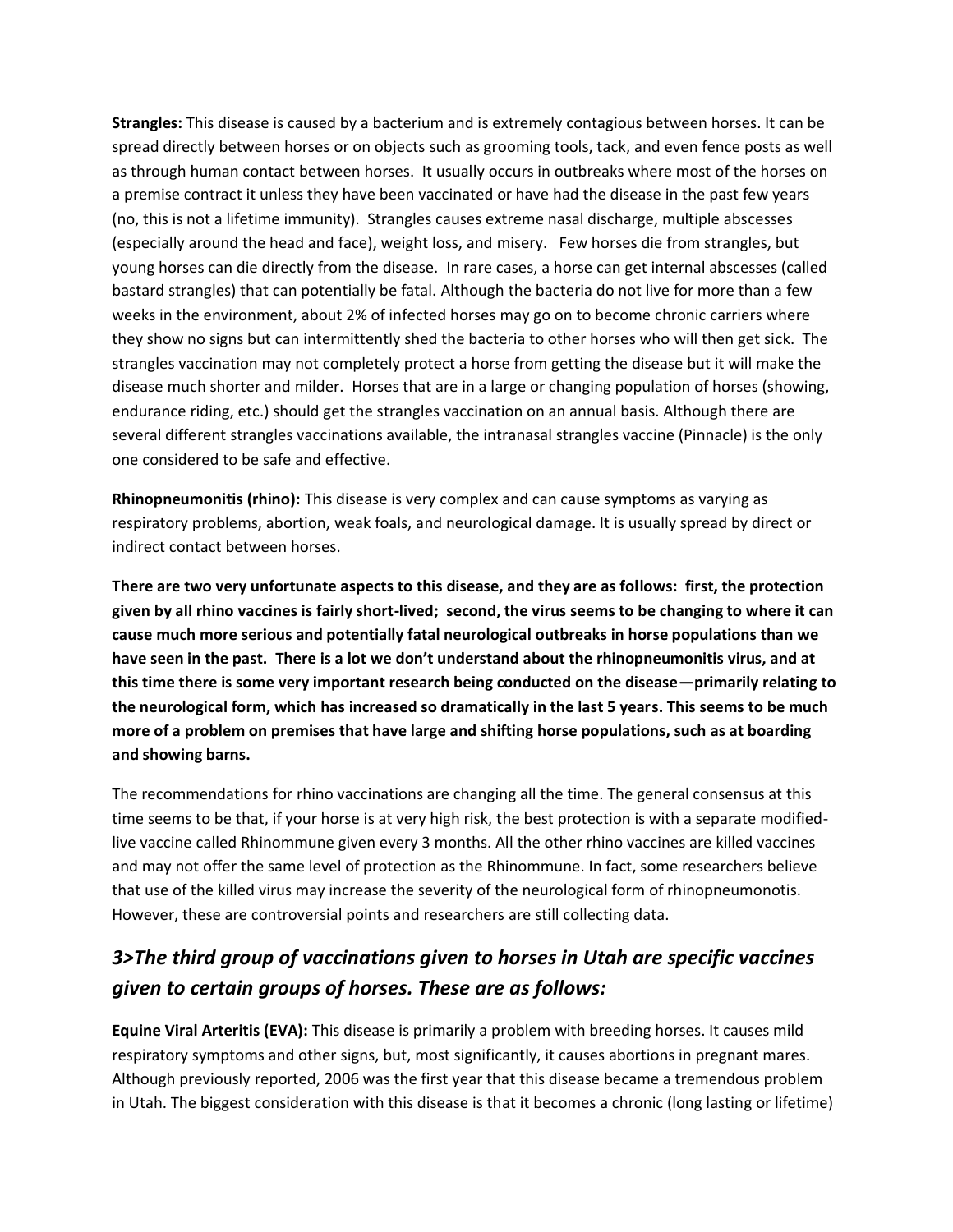**Strangles:** This disease is caused by a bacterium and is extremely contagious between horses. It can be spread directly between horses or on objects such as grooming tools, tack, and even fence posts as well as through human contact between horses. It usually occurs in outbreaks where most of the horses on a premise contract it unless they have been vaccinated or have had the disease in the past few years (no, this is not a lifetime immunity). Strangles causes extreme nasal discharge, multiple abscesses (especially around the head and face), weight loss, and misery. Few horses die from strangles, but young horses can die directly from the disease. In rare cases, a horse can get internal abscesses (called bastard strangles) that can potentially be fatal. Although the bacteria do not live for more than a few weeks in the environment, about 2% of infected horses may go on to become chronic carriers where they show no signs but can intermittently shed the bacteria to other horses who will then get sick. The strangles vaccination may not completely protect a horse from getting the disease but it will make the disease much shorter and milder. Horses that are in a large or changing population of horses (showing, endurance riding, etc.) should get the strangles vaccination on an annual basis. Although there are several different strangles vaccinations available, the intranasal strangles vaccine (Pinnacle) is the only one considered to be safe and effective.

**Rhinopneumonitis (rhino):** This disease is very complex and can cause symptoms as varying as respiratory problems, abortion, weak foals, and neurological damage. It is usually spread by direct or indirect contact between horses.

**There are two very unfortunate aspects to this disease, and they are as follows: first, the protection given by all rhino vaccines is fairly short-lived; second, the virus seems to be changing to where it can cause much more serious and potentially fatal neurological outbreaks in horse populations than we have seen in the past. There is a lot we don't understand about the rhinopneumonitis virus, and at this time there is some very important research being conducted on the disease—primarily relating to the neurological form, which has increased so dramatically in the last 5 years. This seems to be much more of a problem on premises that have large and shifting horse populations, such as at boarding and showing barns.**

The recommendations for rhino vaccinations are changing all the time. The general consensus at this time seems to be that, if your horse is at very high risk, the best protection is with a separate modified-live vaccine called Rhinommune given every 3 months. All the other rhino vaccines are killed vaccines and may not offer the same level of protection as the Rhinommune. In fact, some researchers believe that use of the killed virus may increase the severity of the neurological form of rhinopneumonotis. However, these are controversial points and researchers are still collecting data.

## *3>The third group of vaccinations given to horses in Utah are specific vaccines given to certain groups of horses. These are as follows:*

**Equine Viral Arteritis (EVA):** This disease is primarily a problem with breeding horses. It causes mild respiratory symptoms and other signs, but, most significantly, it causes abortions in pregnant mares. Although previously reported, 2006 was the first year that this disease became a tremendous problem in Utah. The biggest consideration with this disease is that it becomes a chronic (long lasting or lifetime)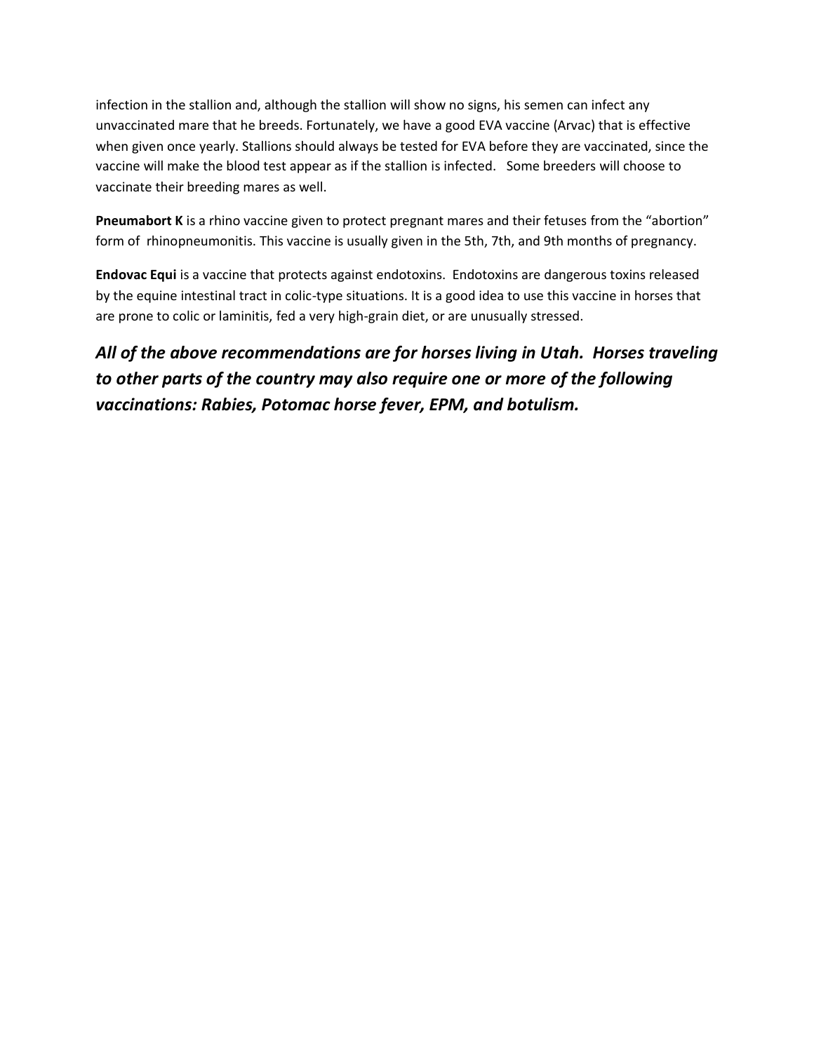infection in the stallion and, although the stallion will show no signs, his semen can infect any unvaccinated mare that he breeds. Fortunately, we have a good EVA vaccine (Arvac) that is effective when given once yearly. Stallions should always be tested for EVA before they are vaccinated, since the vaccine will make the blood test appear as if the stallion is infected. Some breeders will choose to vaccinate their breeding mares as well.

**Pneumabort K** is a rhino vaccine given to protect pregnant mares and their fetuses from the "abortion" form of rhinopneumonitis. This vaccine is usually given in the 5th, 7th, and 9th months of pregnancy.

**Endovac Equi** is a vaccine that protects against endotoxins. Endotoxins are dangerous toxins released by the equine intestinal tract in colic-type situations. It is a good idea to use this vaccine in horses that are prone to colic or laminitis, fed a very high-grain diet, or are unusually stressed.

***All of the above recommendations are for horses living in Utah. Horses traveling to other parts of the country may also require one or more of the following vaccinations: Rabies, Potomac horse fever, EPM, and botulism.***